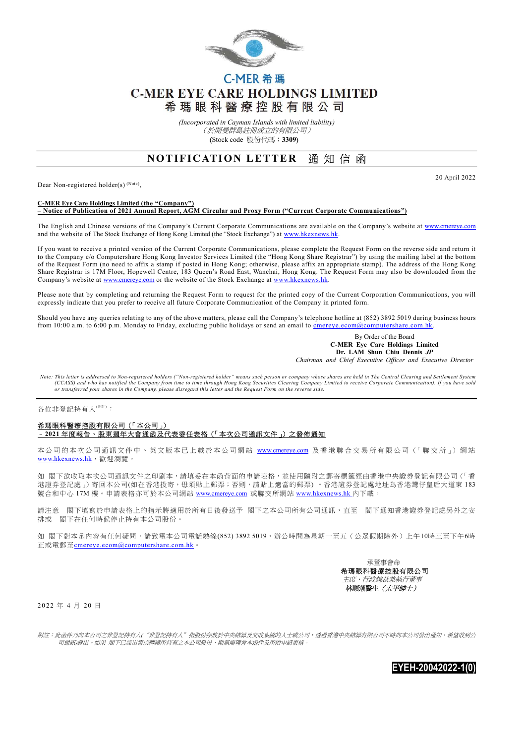C-MER 希瑪

# C-MER EYE CARE HOLDINGS LIMITED
# 希瑪眼科醫療控股有限公司

*(Incorporated in Cayman Islands with limited liability)*
*（於開曼群島註冊成立的有限公司）*
(Stock code 股份代碼：**3309**)

## NOTIFICATION LETTER 通知信函

20 April 2022

Dear Non-registered holder(s) [(Note)],

**C-MER Eye Care Holdings Limited (the "Company")**
**– Notice of Publication of 2021 Annual Report, AGM Circular and Proxy Form ("Current Corporate Communications")**

The English and Chinese versions of the Company's Current Corporate Communications are available on the Company's website at www.cmereye.com and the website of The Stock Exchange of Hong Kong Limited (the "Stock Exchange") at www.hkexnews.hk.

If you want to receive a printed version of the Current Corporate Communications, please complete the Request Form on the reverse side and return it to the Company c/o Computershare Hong Kong Investor Services Limited (the "Hong Kong Share Registrar") by using the mailing label at the bottom of the Request Form (no need to affix a stamp if posted in Hong Kong; otherwise, please affix an appropriate stamp). The address of the Hong Kong Share Registrar is 17M Floor, Hopewell Centre, 183 Queen's Road East, Wanchai, Hong Kong. The Request Form may also be downloaded from the Company's website at www.cmereye.com or the website of the Stock Exchange at www.hkexnews.hk.

Please note that by completing and returning the Request Form to request for the printed copy of the Current Corporation Communications, you will expressly indicate that you prefer to receive all future Corporate Communication of the Company in printed form.

Should you have any queries relating to any of the above matters, please call the Company's telephone hotline at (852) 3892 5019 during business hours from 10:00 a.m. to 6:00 p.m. Monday to Friday, excluding public holidays or send an email to cmereye.ecom@computershare.com.hk.

By Order of the Board
**C-MER Eye Care Holdings Limited**
**Dr. LAM Shun Chiu Dennis *JP***
*Chairman and Chief Executive Officer and Executive Director*

*Note: This letter is addressed to Non-registered holders ("Non-registered holder" means such person or company whose shares are held in The Central Clearing and Settlement System (CCASS) and who has notified the Company from time to time through Hong Kong Securities Clearing Company Limited to receive Corporate Communication). If you have sold or transferred your shares in the Company, please disregard this letter and the Request Form on the reverse side.*

---

各位非登記持有人[(附註)]：

**希瑪眼科醫療控股有限公司（「本公司」）**
**– 2021 年度報告、股東週年大會通函及代表委任表格（「本次公司通訊文件」）之發佈通知**

本公司的本次公司通訊文件中、英文版本已上載於本公司網站 www.cmereye.com 及香港聯合交易所有限公司（「聯交所」）網站 www.hkexnews.hk，歡迎瀏覽。

如 閣下欲收取本次公司通訊文件之印刷本，請填妥在本函背面的申請表格，並使用隨附之郵寄標籤經由香港中央證券登記有限公司（「香港證券登記處」）寄回本公司(如在香港投寄，毋須貼上郵票；否則，請貼上適當的郵票）。香港證券登記處地址為香港灣仔皇后大道東 183 號合和中心 17M 樓。申請表格亦可於本公司網站 www.cmereye.com 或聯交所網站 www.hkexnews.hk 內下載。

請注意 閣下填寫於申請表格上的指示將適用於所有日後發送予 閣下之本公司所有公司通訊，直至 閣下通知香港證券登記處另外之安排或 閣下在任何時候停止持有本公司股份。

如 閣下對本函內容有任何疑問，請致電本公司電話熱線(852) 3892 5019，辦公時間為星期一至五（公眾假期除外）上午10時正至下午6時正或電郵至cmereye.ecom@computershare.com.hk。

承董事會命
**希瑪眼科醫療控股有限公司**
*主席、行政總裁兼執行董事*
**林順潮醫生（*太平紳士*）**

2022 年 4 月 20 日

*附註：此函件乃向本公司之非登記持有人("非登記持有人"指股份存放於中央結算及交收系統的人士或公司，透過香港中央結算有限公司不時向本公司發出通知，希望收到公司通訊)發出。如果 閣下已經出售或轉讓所持有之本公司股份，則無需理會本函件及所附申請表格。*

EYEH-20042022-1(0)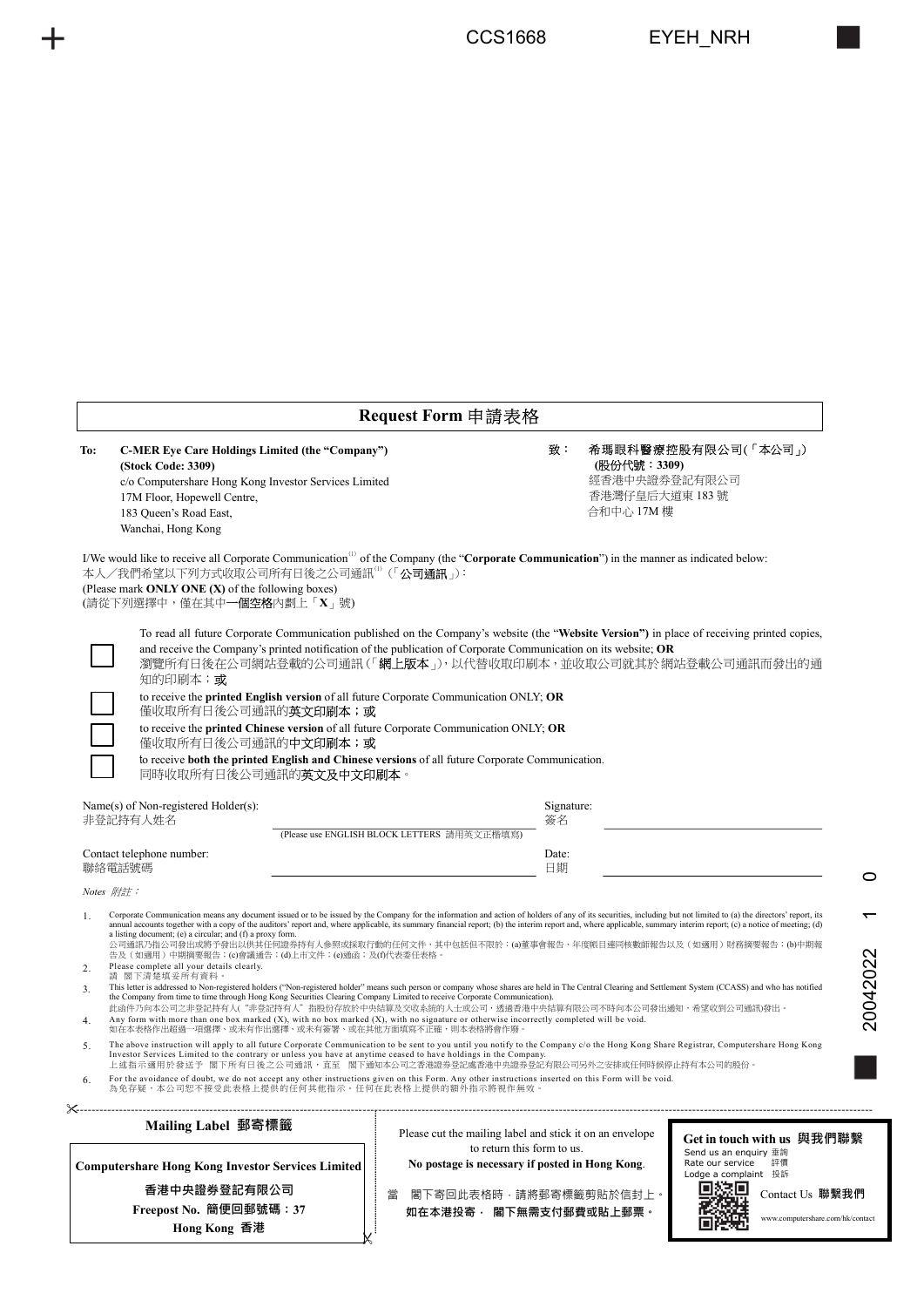# Request Form 申請表格

**To:** **C-MER Eye Care Holdings Limited (the "Company")**
**(Stock Code: 3309)**
c/o Computershare Hong Kong Investor Services Limited
17M Floor, Hopewell Centre,
183 Queen's Road East,
Wanchai, Hong Kong

**致：** **希瑪眼科醫療控股有限公司(「本公司」)**
**(股份代號：3309)**
經香港中央證券登記有限公司
香港灣仔皇后大道東183號
合和中心17M樓

I/We would like to receive all Corporate Communication[1] of the Company (the "**Corporate Communication**") in the manner as indicated below:
本人／我們希望以下列方式收取公司所有日後之公司通訊[1]（「**公司通訊**」）：
(Please mark **ONLY ONE (X)** of the following boxes)
(請從下列選擇中，僅在其中**一個空格**內劃上「**X**」號)

☐ To read all future Corporate Communication published on the Company's website (the "**Website Version")** in place of receiving printed copies, and receive the Company's printed notification of the publication of Corporate Communication on its website; **OR**
瀏覽所有日後在公司網站登載的公司通訊(「**網上版本**」)，以代替收取印刷本，並收取公司就其於網站登載公司通訊而發出的通知的印刷本；**或**

☐ to receive the **printed English version** of all future Corporate Communication ONLY; **OR**
僅收取所有日後公司通訊的**英文印刷本；或**

☐ to receive the **printed Chinese version** of all future Corporate Communication ONLY; **OR**
僅收取所有日後公司通訊的**中文印刷本；或**

☐ to receive **both the printed English and Chinese versions** of all future Corporate Communication.
同時收取所有日後公司通訊的**英文及中文印刷本**。

Name(s) of Non-registered Holder(s):
非登記持有人姓名 ______________________
(Please use ENGLISH BLOCK LETTERS 請用英文正楷填寫)

Signature:
簽名 ______________________

Contact telephone number:
聯絡電話號碼 ______________________

Date:
日期 ______________________

*Notes 附註：*

1. Corporate Communication means any document issued or to be issued by the Company for the information and action of holders of any of its securities, including but not limited to (a) the directors' report, its annual accounts together with a copy of the auditors' report and, where applicable, its summary financial report; (b) the interim report and, where applicable, summary interim report; (c) a notice of meeting; (d) a listing document; (e) a circular; and (f) a proxy form.
公司通訊乃指公司發出或將予發出以供其任何證券持有人參照或採取行動的任何文件，其中包括但不限於：(a)董事會報告、年度帳目連同核數師報告以及(如適用)財務摘要報告；(b)中期報告及(如適用)中期摘要報告；(c)會議通告；(d)上市文件；(e)通函；及(f)代表委任表格。
2. Please complete all your details clearly.
請 閣下清楚填妥所有資料。
3. This letter is addressed to Non-registered holders ("Non-registered holder" means such person or company whose shares are held in The Central Clearing and Settlement System (CCASS) and who has notified the Company from time to time through Hong Kong Securities Clearing Company Limited to receive Corporate Communication).
此函件乃向本公司之非登記持有人("非登記持有人"指股份存放於中央結算及交收系統的人士或公司，透過香港中央結算有限公司不時向本公司發出通知，希望收到公司通訊)發出。
4. Any form with more than one box marked (X), with no box marked (X), with no signature or otherwise incorrectly completed will be void.
如在本表格作出超過一項選擇、或未有作出選擇、或未有簽署、或在其他方面填寫不正確，則本表格將會作廢。
5. The above instruction will apply to all future Corporate Communication to be sent to you until you notify to the Company c/o the Hong Kong Share Registrar, Computershare Hong Kong Investor Services Limited to the contrary or unless you have at anytime ceased to have holdings in the Company.
上述指示適用於發送予 閣下所有日後之公司通訊，直至 閣下通知本公司之香港證券登記處香港中央證券登記有限公司另外之安排或任何時候停止持有本公司的股份。
6. For the avoidance of doubt, we do not accept any other instructions given on this Form. Any other instructions inserted on this Form will be void.
為免存疑，本公司恕不接受此表格上提供的任何其他指示，任何在此表格上提供的額外指示將視作無效。

---

**Mailing Label 郵寄標籤**

**Computershare Hong Kong Investor Services Limited**
**香港中央證券登記有限公司**
**Freepost No. 簡便回郵號碼：37**
**Hong Kong 香港**

Please cut the mailing label and stick it on an envelope to return this form to us.
**No postage is necessary if posted in Hong Kong.**

當 閣下寄回此表格時，請將郵寄標籤剪貼於信封上。
**如在本港投寄， 閣下無需支付郵費或貼上郵票。**

**Get in touch with us 與我們聯繫**
Send us an enquiry 垂詢
Rate our service 評價
Lodge a complaint 投訴
Contact Us **聯繫我們**
www.computershare.com/hk/contact